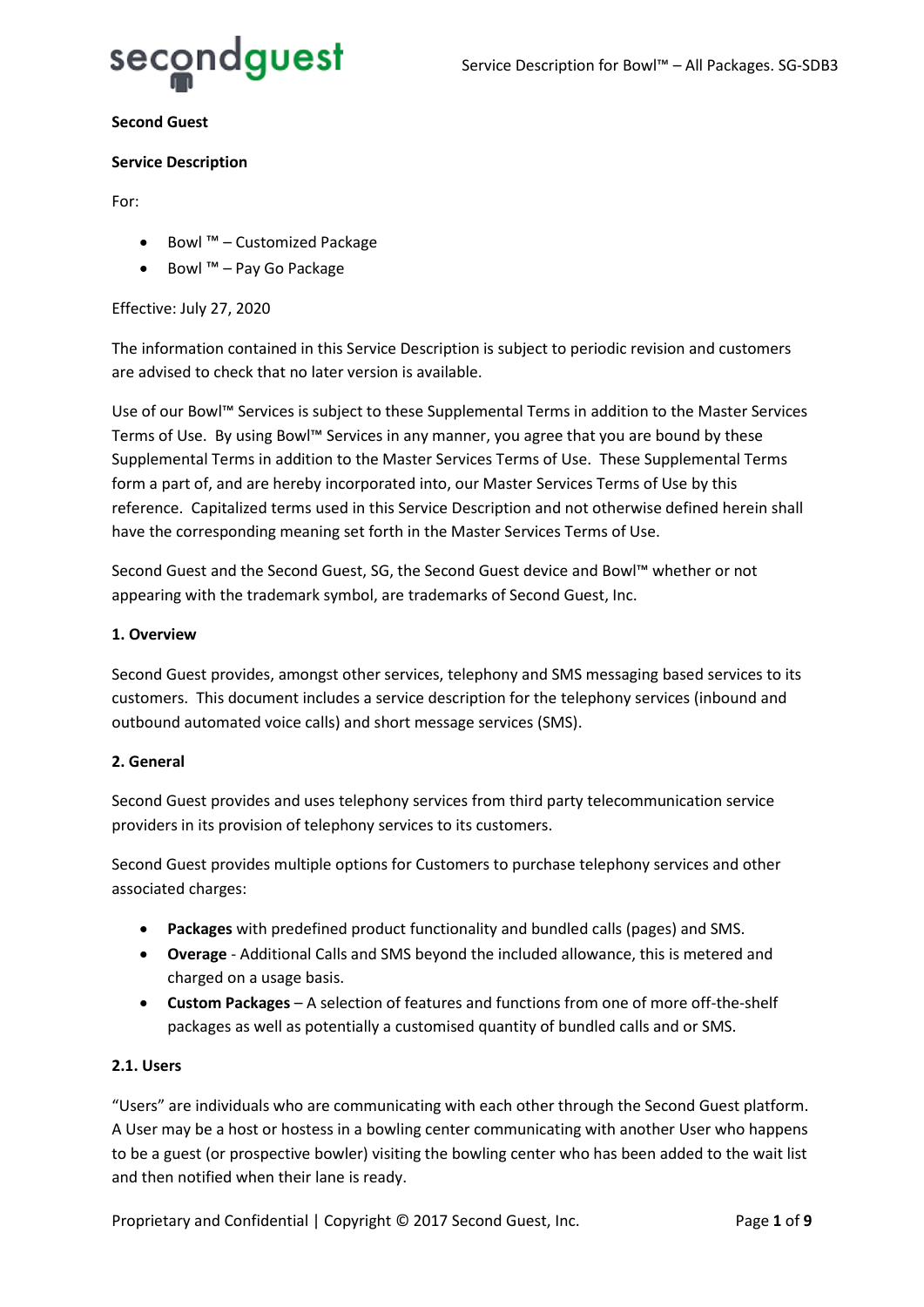**Second Guest**

**Service Description**

For:

- Bowl ™ – Customized Package
- Bowl ™ – Pay Go Package

Effective: July 27, 2020

The information contained in this Service Description is subject to periodic revision and customers are advised to check that no later version is available.

Use of our Bowl™ Services is subject to these Supplemental Terms in addition to the Master Services Terms of Use. By using Bowl™ Services in any manner, you agree that you are bound by these Supplemental Terms in addition to the Master Services Terms of Use. These Supplemental Terms form a part of, and are hereby incorporated into, our Master Services Terms of Use by this reference. Capitalized terms used in this Service Description and not otherwise defined herein shall have the corresponding meaning set forth in the Master Services Terms of Use.

Second Guest and the Second Guest, SG, the Second Guest device and Bowl™ whether or not appearing with the trademark symbol, are trademarks of Second Guest, Inc.

**1. Overview**

Second Guest provides, amongst other services, telephony and SMS messaging based services to its customers. This document includes a service description for the telephony services (inbound and outbound automated voice calls) and short message services (SMS).

**2. General**

Second Guest provides and uses telephony services from third party telecommunication service providers in its provision of telephony services to its customers.

Second Guest provides multiple options for Customers to purchase telephony services and other associated charges:

- **Packages** with predefined product functionality and bundled calls (pages) and SMS.
- **Overage** - Additional Calls and SMS beyond the included allowance, this is metered and charged on a usage basis.
- **Custom Packages** – A selection of features and functions from one of more off-the-shelf packages as well as potentially a customised quantity of bundled calls and or SMS.

**2.1. Users**

"Users" are individuals who are communicating with each other through the Second Guest platform. A User may be a host or hostess in a bowling center communicating with another User who happens to be a guest (or prospective bowler) visiting the bowling center who has been added to the wait list and then notified when their lane is ready.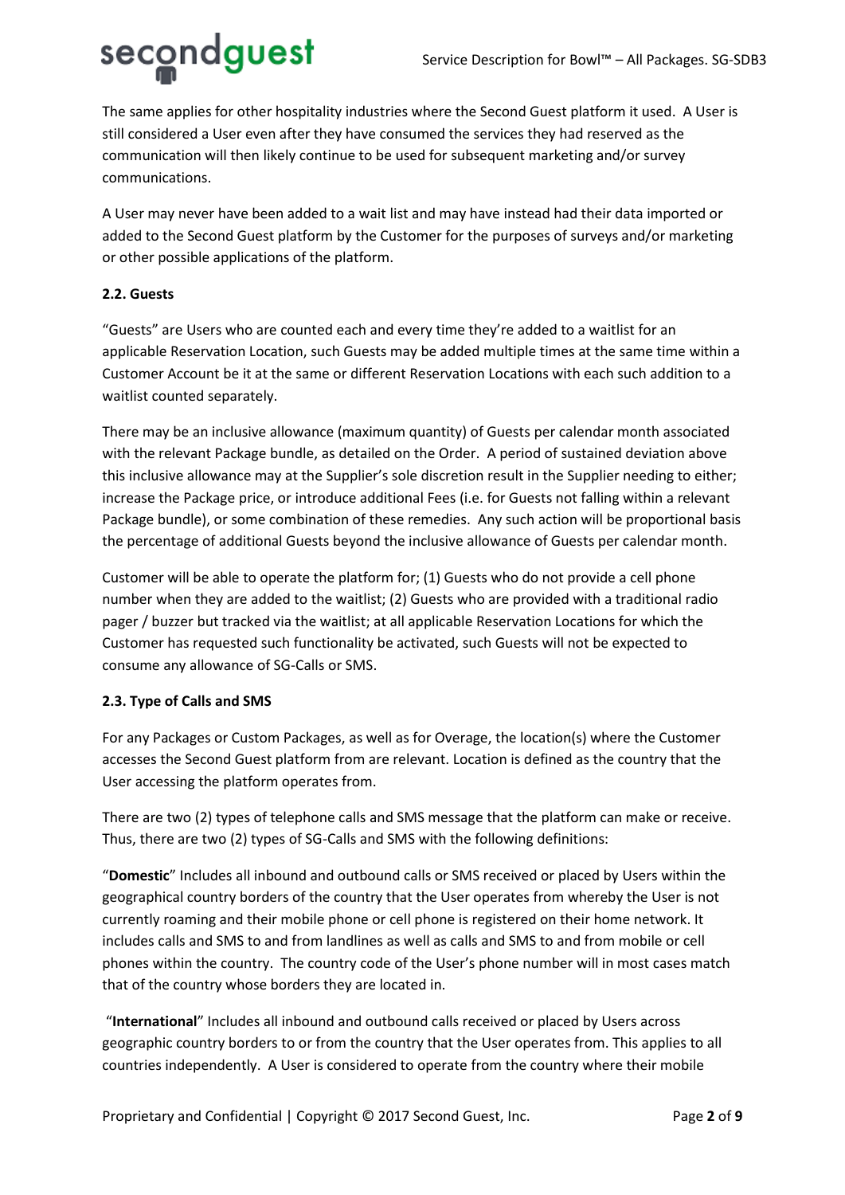The same applies for other hospitality industries where the Second Guest platform it used. A User is still considered a User even after they have consumed the services they had reserved as the communication will then likely continue to be used for subsequent marketing and/or survey communications.

A User may never have been added to a wait list and may have instead had their data imported or added to the Second Guest platform by the Customer for the purposes of surveys and/or marketing or other possible applications of the platform.

**2.2. Guests**

"Guests" are Users who are counted each and every time they're added to a waitlist for an applicable Reservation Location, such Guests may be added multiple times at the same time within a Customer Account be it at the same or different Reservation Locations with each such addition to a waitlist counted separately.

There may be an inclusive allowance (maximum quantity) of Guests per calendar month associated with the relevant Package bundle, as detailed on the Order. A period of sustained deviation above this inclusive allowance may at the Supplier's sole discretion result in the Supplier needing to either; increase the Package price, or introduce additional Fees (i.e. for Guests not falling within a relevant Package bundle), or some combination of these remedies. Any such action will be proportional basis the percentage of additional Guests beyond the inclusive allowance of Guests per calendar month.

Customer will be able to operate the platform for; (1) Guests who do not provide a cell phone number when they are added to the waitlist; (2) Guests who are provided with a traditional radio pager / buzzer but tracked via the waitlist; at all applicable Reservation Locations for which the Customer has requested such functionality be activated, such Guests will not be expected to consume any allowance of SG-Calls or SMS.

**2.3. Type of Calls and SMS**

For any Packages or Custom Packages, as well as for Overage, the location(s) where the Customer accesses the Second Guest platform from are relevant. Location is defined as the country that the User accessing the platform operates from.

There are two (2) types of telephone calls and SMS message that the platform can make or receive. Thus, there are two (2) types of SG-Calls and SMS with the following definitions:

"**Domestic**" Includes all inbound and outbound calls or SMS received or placed by Users within the geographical country borders of the country that the User operates from whereby the User is not currently roaming and their mobile phone or cell phone is registered on their home network. It includes calls and SMS to and from landlines as well as calls and SMS to and from mobile or cell phones within the country. The country code of the User's phone number will in most cases match that of the country whose borders they are located in.

"**International**" Includes all inbound and outbound calls received or placed by Users across geographic country borders to or from the country that the User operates from. This applies to all countries independently. A User is considered to operate from the country where their mobile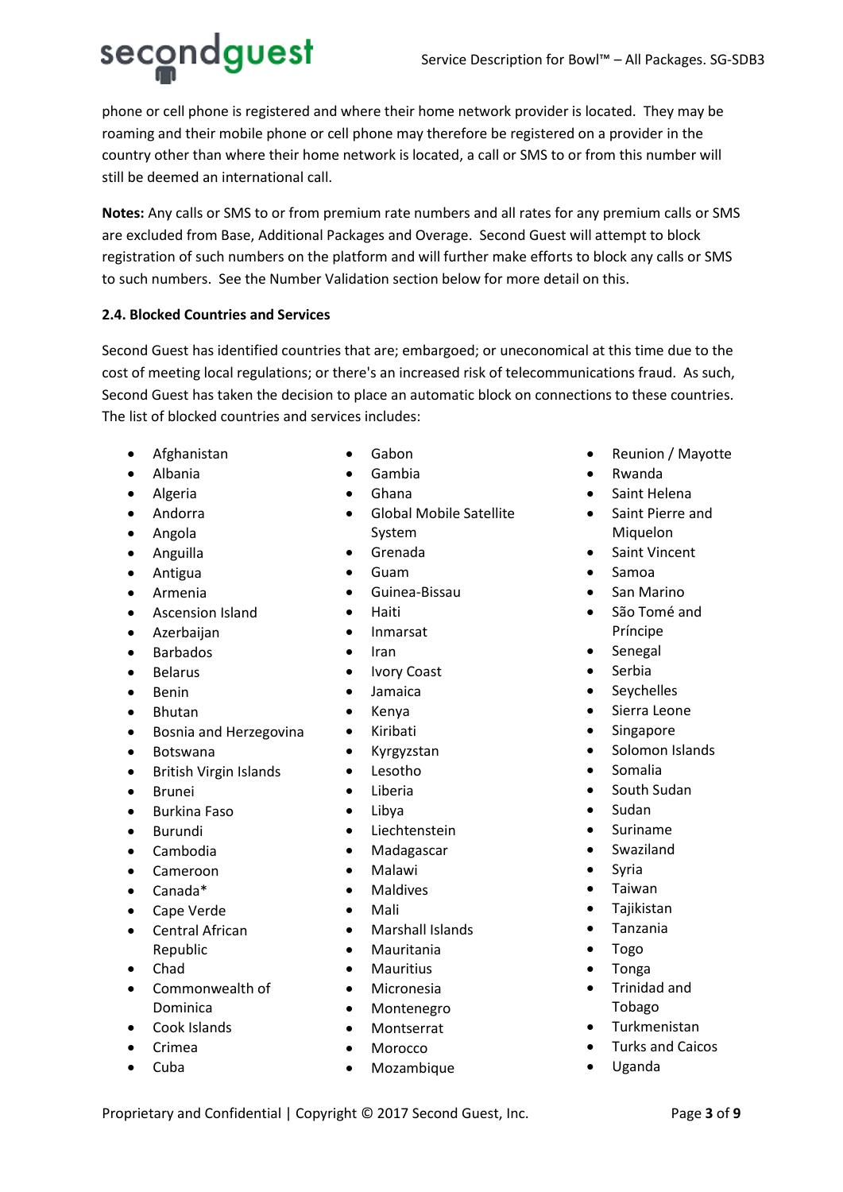phone or cell phone is registered and where their home network provider is located. They may be roaming and their mobile phone or cell phone may therefore be registered on a provider in the country other than where their home network is located, a call or SMS to or from this number will still be deemed an international call.

**Notes:** Any calls or SMS to or from premium rate numbers and all rates for any premium calls or SMS are excluded from Base, Additional Packages and Overage. Second Guest will attempt to block registration of such numbers on the platform and will further make efforts to block any calls or SMS to such numbers. See the Number Validation section below for more detail on this.

**2.4. Blocked Countries and Services**

Second Guest has identified countries that are; embargoed; or uneconomical at this time due to the cost of meeting local regulations; or there's an increased risk of telecommunications fraud. As such, Second Guest has taken the decision to place an automatic block on connections to these countries. The list of blocked countries and services includes:

- Afghanistan
- Albania
- Algeria
- Andorra
- Angola
- Anguilla
- Antigua
- Armenia
- Ascension Island
- Azerbaijan
- Barbados
- Belarus
- Benin
- Bhutan
- Bosnia and Herzegovina
- Botswana
- British Virgin Islands
- Brunei
- Burkina Faso
- Burundi
- Cambodia
- Cameroon
- Canada*
- Cape Verde
- Central African Republic
- Chad
- Commonwealth of Dominica
- Cook Islands
- Crimea
- Cuba
- Gabon
- Gambia
- Ghana
- Global Mobile Satellite System
- Grenada
- Guam
- Guinea-Bissau
- Haiti
- Inmarsat
- Iran
- Ivory Coast
- Jamaica
- Kenya
- Kiribati
- Kyrgyzstan
- Lesotho
- Liberia
- Libya
- Liechtenstein
- Madagascar
- Malawi
- Maldives
- Mali
- Marshall Islands
- Mauritania
- Mauritius
- Micronesia
- Montenegro
- Montserrat
- Morocco
- Mozambique
- Reunion / Mayotte
- Rwanda
- Saint Helena
- Saint Pierre and Miquelon
- Saint Vincent
- Samoa
- San Marino
- São Tomé and Príncipe
- Senegal
- Serbia
- Seychelles
- Sierra Leone
- Singapore
- Solomon Islands
- Somalia
- South Sudan
- Sudan
- Suriname
- Swaziland
- Syria
- Taiwan
- Tajikistan
- Tanzania
- Togo
- Tonga
- Trinidad and Tobago
- Turkmenistan
- Turks and Caicos
- Uganda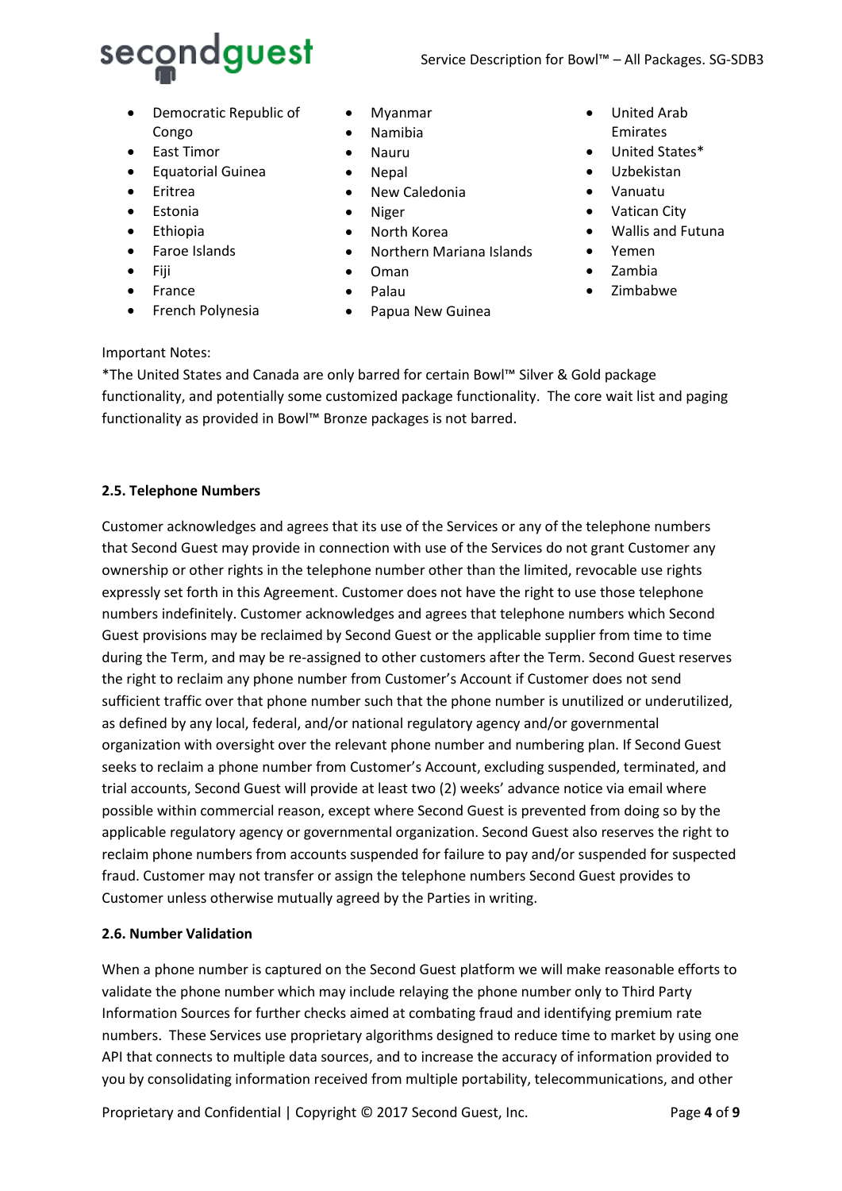- Democratic Republic of Congo
- East Timor
- Equatorial Guinea
- Eritrea
- Estonia
- Ethiopia
- Faroe Islands
- Fiji
- France
- French Polynesia
- Myanmar
- Namibia
- Nauru
- Nepal
- New Caledonia
- Niger
- North Korea
- Northern Mariana Islands
- Oman
- Palau
- Papua New Guinea
- United Arab Emirates
- United States*
- Uzbekistan
- Vanuatu
- Vatican City
- Wallis and Futuna
- Yemen
- Zambia
- Zimbabwe

Important Notes:
*The United States and Canada are only barred for certain Bowl™ Silver & Gold package functionality, and potentially some customized package functionality. The core wait list and paging functionality as provided in Bowl™ Bronze packages is not barred.

**2.5. Telephone Numbers**

Customer acknowledges and agrees that its use of the Services or any of the telephone numbers that Second Guest may provide in connection with use of the Services do not grant Customer any ownership or other rights in the telephone number other than the limited, revocable use rights expressly set forth in this Agreement. Customer does not have the right to use those telephone numbers indefinitely. Customer acknowledges and agrees that telephone numbers which Second Guest provisions may be reclaimed by Second Guest or the applicable supplier from time to time during the Term, and may be re-assigned to other customers after the Term. Second Guest reserves the right to reclaim any phone number from Customer's Account if Customer does not send sufficient traffic over that phone number such that the phone number is unutilized or underutilized, as defined by any local, federal, and/or national regulatory agency and/or governmental organization with oversight over the relevant phone number and numbering plan. If Second Guest seeks to reclaim a phone number from Customer's Account, excluding suspended, terminated, and trial accounts, Second Guest will provide at least two (2) weeks' advance notice via email where possible within commercial reason, except where Second Guest is prevented from doing so by the applicable regulatory agency or governmental organization. Second Guest also reserves the right to reclaim phone numbers from accounts suspended for failure to pay and/or suspended for suspected fraud. Customer may not transfer or assign the telephone numbers Second Guest provides to Customer unless otherwise mutually agreed by the Parties in writing.

**2.6. Number Validation**

When a phone number is captured on the Second Guest platform we will make reasonable efforts to validate the phone number which may include relaying the phone number only to Third Party Information Sources for further checks aimed at combating fraud and identifying premium rate numbers. These Services use proprietary algorithms designed to reduce time to market by using one API that connects to multiple data sources, and to increase the accuracy of information provided to you by consolidating information received from multiple portability, telecommunications, and other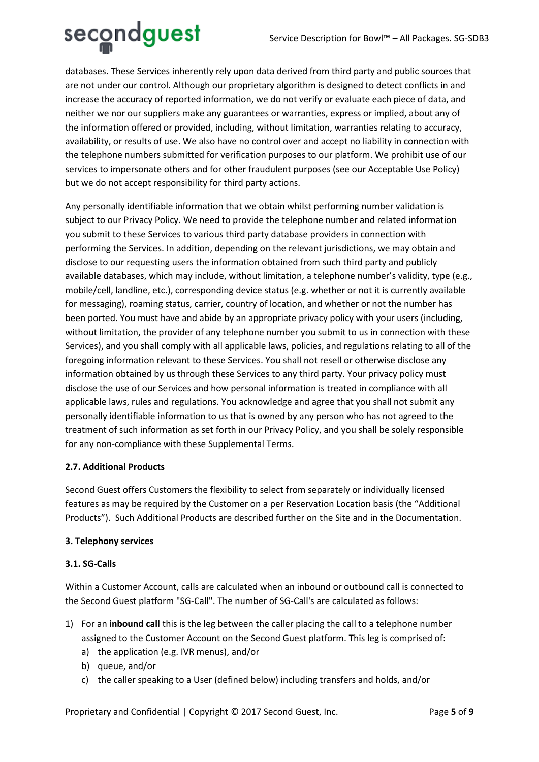databases. These Services inherently rely upon data derived from third party and public sources that are not under our control. Although our proprietary algorithm is designed to detect conflicts in and increase the accuracy of reported information, we do not verify or evaluate each piece of data, and neither we nor our suppliers make any guarantees or warranties, express or implied, about any of the information offered or provided, including, without limitation, warranties relating to accuracy, availability, or results of use. We also have no control over and accept no liability in connection with the telephone numbers submitted for verification purposes to our platform. We prohibit use of our services to impersonate others and for other fraudulent purposes (see our Acceptable Use Policy) but we do not accept responsibility for third party actions.

Any personally identifiable information that we obtain whilst performing number validation is subject to our Privacy Policy. We need to provide the telephone number and related information you submit to these Services to various third party database providers in connection with performing the Services. In addition, depending on the relevant jurisdictions, we may obtain and disclose to our requesting users the information obtained from such third party and publicly available databases, which may include, without limitation, a telephone number's validity, type (e.g., mobile/cell, landline, etc.), corresponding device status (e.g. whether or not it is currently available for messaging), roaming status, carrier, country of location, and whether or not the number has been ported. You must have and abide by an appropriate privacy policy with your users (including, without limitation, the provider of any telephone number you submit to us in connection with these Services), and you shall comply with all applicable laws, policies, and regulations relating to all of the foregoing information relevant to these Services. You shall not resell or otherwise disclose any information obtained by us through these Services to any third party. Your privacy policy must disclose the use of our Services and how personal information is treated in compliance with all applicable laws, rules and regulations. You acknowledge and agree that you shall not submit any personally identifiable information to us that is owned by any person who has not agreed to the treatment of such information as set forth in our Privacy Policy, and you shall be solely responsible for any non-compliance with these Supplemental Terms.

#### 2.7. Additional Products

Second Guest offers Customers the flexibility to select from separately or individually licensed features as may be required by the Customer on a per Reservation Location basis (the "Additional Products"). Such Additional Products are described further on the Site and in the Documentation.

## 3. Telephony services

#### 3.1. SG-Calls

Within a Customer Account, calls are calculated when an inbound or outbound call is connected to the Second Guest platform "SG-Call". The number of SG-Call's are calculated as follows:

1) For an **inbound call** this is the leg between the caller placing the call to a telephone number assigned to the Customer Account on the Second Guest platform. This leg is comprised of:
   a) the application (e.g. IVR menus), and/or
   b) queue, and/or
   c) the caller speaking to a User (defined below) including transfers and holds, and/or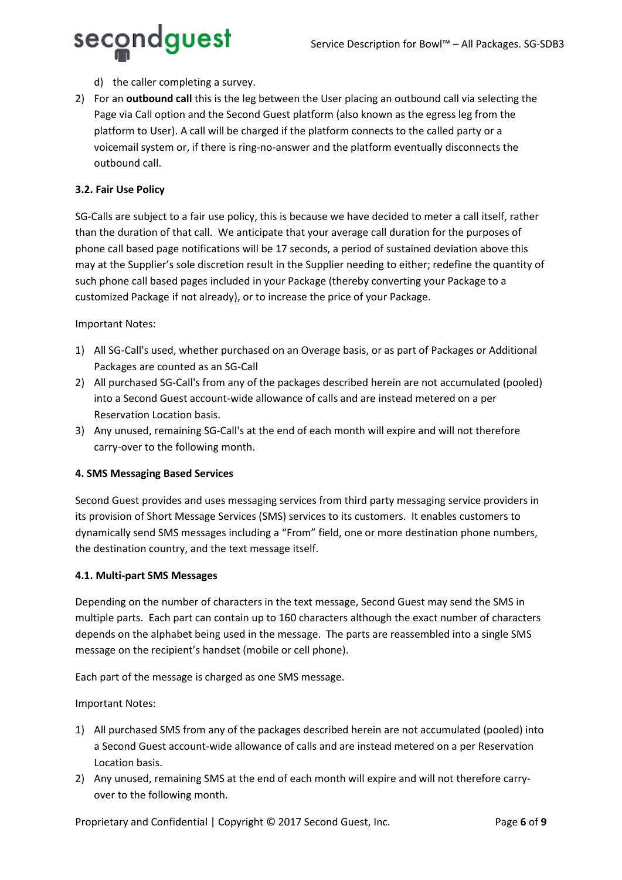d) the caller completing a survey.

2) For an **outbound call** this is the leg between the User placing an outbound call via selecting the Page via Call option and the Second Guest platform (also known as the egress leg from the platform to User). A call will be charged if the platform connects to the called party or a voicemail system or, if there is ring-no-answer and the platform eventually disconnects the outbound call.

### 3.2. Fair Use Policy

SG-Calls are subject to a fair use policy, this is because we have decided to meter a call itself, rather than the duration of that call. We anticipate that your average call duration for the purposes of phone call based page notifications will be 17 seconds, a period of sustained deviation above this may at the Supplier's sole discretion result in the Supplier needing to either; redefine the quantity of such phone call based pages included in your Package (thereby converting your Package to a customized Package if not already), or to increase the price of your Package.

Important Notes:

1) All SG-Call's used, whether purchased on an Overage basis, or as part of Packages or Additional Packages are counted as an SG-Call
2) All purchased SG-Call's from any of the packages described herein are not accumulated (pooled) into a Second Guest account-wide allowance of calls and are instead metered on a per Reservation Location basis.
3) Any unused, remaining SG-Call's at the end of each month will expire and will not therefore carry-over to the following month.

## 4. SMS Messaging Based Services

Second Guest provides and uses messaging services from third party messaging service providers in its provision of Short Message Services (SMS) services to its customers. It enables customers to dynamically send SMS messages including a "From" field, one or more destination phone numbers, the destination country, and the text message itself.

### 4.1. Multi-part SMS Messages

Depending on the number of characters in the text message, Second Guest may send the SMS in multiple parts. Each part can contain up to 160 characters although the exact number of characters depends on the alphabet being used in the message. The parts are reassembled into a single SMS message on the recipient's handset (mobile or cell phone).

Each part of the message is charged as one SMS message.

Important Notes:

1) All purchased SMS from any of the packages described herein are not accumulated (pooled) into a Second Guest account-wide allowance of calls and are instead metered on a per Reservation Location basis.
2) Any unused, remaining SMS at the end of each month will expire and will not therefore carry-over to the following month.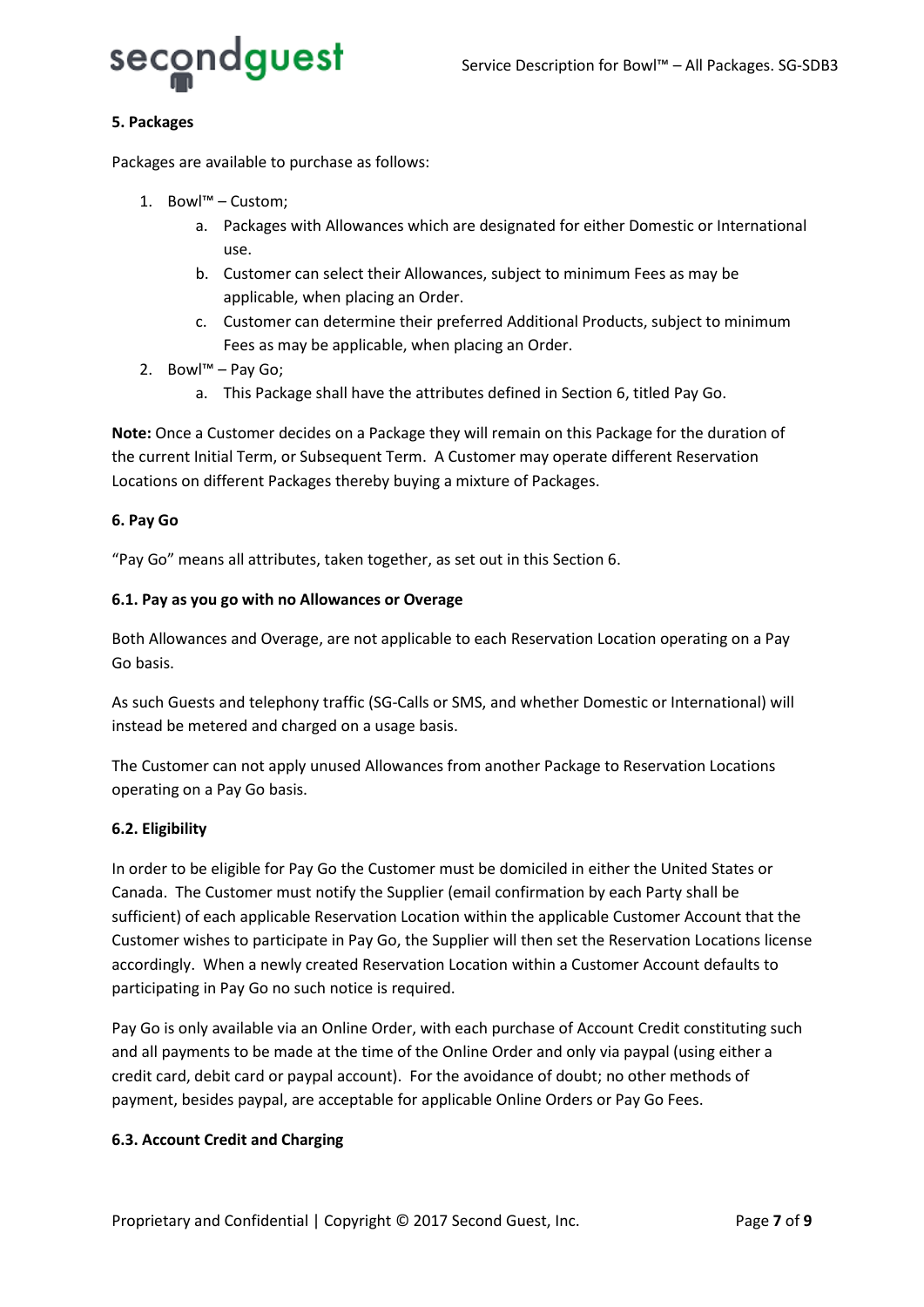**5. Packages**

Packages are available to purchase as follows:

1. Bowl™ – Custom;
    a. Packages with Allowances which are designated for either Domestic or International use.
    b. Customer can select their Allowances, subject to minimum Fees as may be applicable, when placing an Order.
    c. Customer can determine their preferred Additional Products, subject to minimum Fees as may be applicable, when placing an Order.
2. Bowl™ – Pay Go;
    a. This Package shall have the attributes defined in Section 6, titled Pay Go.

**Note:** Once a Customer decides on a Package they will remain on this Package for the duration of the current Initial Term, or Subsequent Term. A Customer may operate different Reservation Locations on different Packages thereby buying a mixture of Packages.

**6. Pay Go**

"Pay Go" means all attributes, taken together, as set out in this Section 6.

**6.1. Pay as you go with no Allowances or Overage**

Both Allowances and Overage, are not applicable to each Reservation Location operating on a Pay Go basis.

As such Guests and telephony traffic (SG-Calls or SMS, and whether Domestic or International) will instead be metered and charged on a usage basis.

The Customer can not apply unused Allowances from another Package to Reservation Locations operating on a Pay Go basis.

**6.2. Eligibility**

In order to be eligible for Pay Go the Customer must be domiciled in either the United States or Canada. The Customer must notify the Supplier (email confirmation by each Party shall be sufficient) of each applicable Reservation Location within the applicable Customer Account that the Customer wishes to participate in Pay Go, the Supplier will then set the Reservation Locations license accordingly. When a newly created Reservation Location within a Customer Account defaults to participating in Pay Go no such notice is required.

Pay Go is only available via an Online Order, with each purchase of Account Credit constituting such and all payments to be made at the time of the Online Order and only via paypal (using either a credit card, debit card or paypal account). For the avoidance of doubt; no other methods of payment, besides paypal, are acceptable for applicable Online Orders or Pay Go Fees.

**6.3. Account Credit and Charging**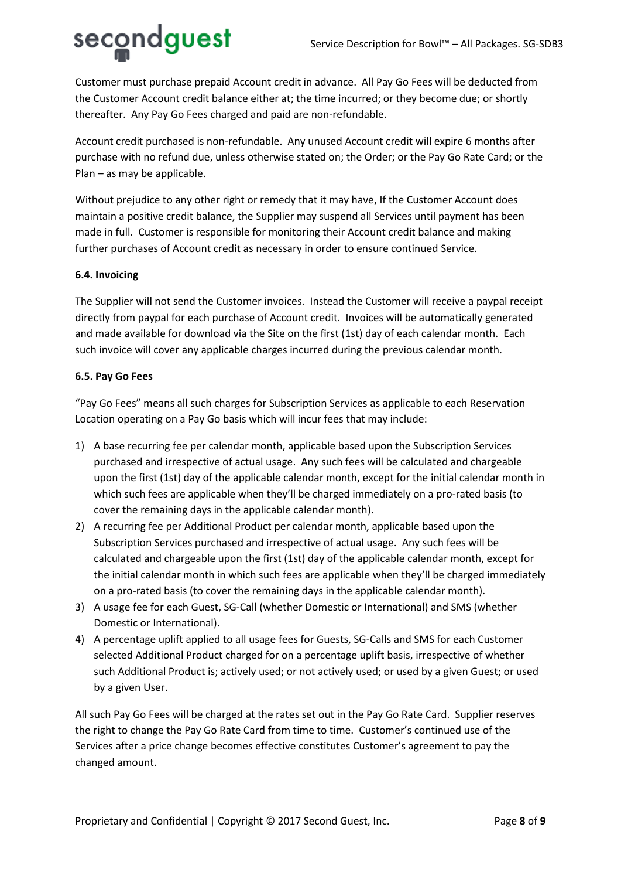Customer must purchase prepaid Account credit in advance. All Pay Go Fees will be deducted from the Customer Account credit balance either at; the time incurred; or they become due; or shortly thereafter. Any Pay Go Fees charged and paid are non-refundable.

Account credit purchased is non-refundable. Any unused Account credit will expire 6 months after purchase with no refund due, unless otherwise stated on; the Order; or the Pay Go Rate Card; or the Plan – as may be applicable.

Without prejudice to any other right or remedy that it may have, If the Customer Account does maintain a positive credit balance, the Supplier may suspend all Services until payment has been made in full. Customer is responsible for monitoring their Account credit balance and making further purchases of Account credit as necessary in order to ensure continued Service.

**6.4. Invoicing**

The Supplier will not send the Customer invoices. Instead the Customer will receive a paypal receipt directly from paypal for each purchase of Account credit. Invoices will be automatically generated and made available for download via the Site on the first (1st) day of each calendar month. Each such invoice will cover any applicable charges incurred during the previous calendar month.

**6.5. Pay Go Fees**

"Pay Go Fees" means all such charges for Subscription Services as applicable to each Reservation Location operating on a Pay Go basis which will incur fees that may include:

1) A base recurring fee per calendar month, applicable based upon the Subscription Services purchased and irrespective of actual usage. Any such fees will be calculated and chargeable upon the first (1st) day of the applicable calendar month, except for the initial calendar month in which such fees are applicable when they'll be charged immediately on a pro-rated basis (to cover the remaining days in the applicable calendar month).
2) A recurring fee per Additional Product per calendar month, applicable based upon the Subscription Services purchased and irrespective of actual usage. Any such fees will be calculated and chargeable upon the first (1st) day of the applicable calendar month, except for the initial calendar month in which such fees are applicable when they'll be charged immediately on a pro-rated basis (to cover the remaining days in the applicable calendar month).
3) A usage fee for each Guest, SG-Call (whether Domestic or International) and SMS (whether Domestic or International).
4) A percentage uplift applied to all usage fees for Guests, SG-Calls and SMS for each Customer selected Additional Product charged for on a percentage uplift basis, irrespective of whether such Additional Product is; actively used; or not actively used; or used by a given Guest; or used by a given User.

All such Pay Go Fees will be charged at the rates set out in the Pay Go Rate Card. Supplier reserves the right to change the Pay Go Rate Card from time to time. Customer's continued use of the Services after a price change becomes effective constitutes Customer's agreement to pay the changed amount.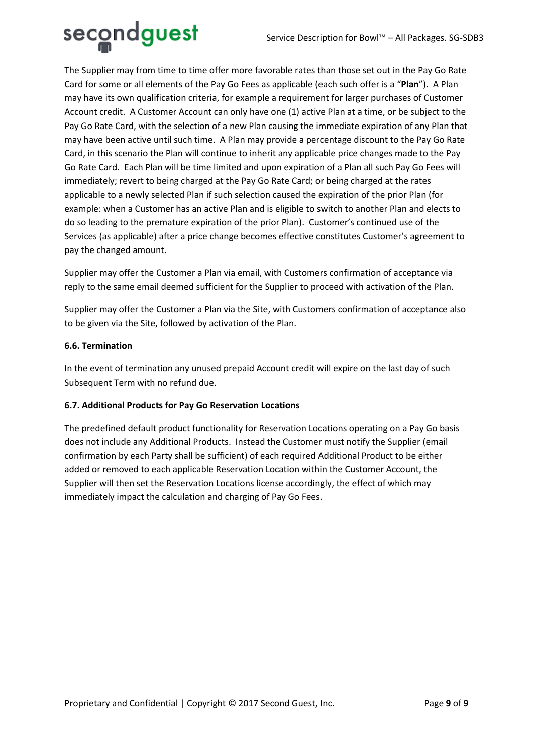The Supplier may from time to time offer more favorable rates than those set out in the Pay Go Rate Card for some or all elements of the Pay Go Fees as applicable (each such offer is a "**Plan**"). A Plan may have its own qualification criteria, for example a requirement for larger purchases of Customer Account credit. A Customer Account can only have one (1) active Plan at a time, or be subject to the Pay Go Rate Card, with the selection of a new Plan causing the immediate expiration of any Plan that may have been active until such time. A Plan may provide a percentage discount to the Pay Go Rate Card, in this scenario the Plan will continue to inherit any applicable price changes made to the Pay Go Rate Card. Each Plan will be time limited and upon expiration of a Plan all such Pay Go Fees will immediately; revert to being charged at the Pay Go Rate Card; or being charged at the rates applicable to a newly selected Plan if such selection caused the expiration of the prior Plan (for example: when a Customer has an active Plan and is eligible to switch to another Plan and elects to do so leading to the premature expiration of the prior Plan). Customer's continued use of the Services (as applicable) after a price change becomes effective constitutes Customer's agreement to pay the changed amount.

Supplier may offer the Customer a Plan via email, with Customers confirmation of acceptance via reply to the same email deemed sufficient for the Supplier to proceed with activation of the Plan.

Supplier may offer the Customer a Plan via the Site, with Customers confirmation of acceptance also to be given via the Site, followed by activation of the Plan.

#### 6.6. Termination

In the event of termination any unused prepaid Account credit will expire on the last day of such Subsequent Term with no refund due.

#### 6.7. Additional Products for Pay Go Reservation Locations

The predefined default product functionality for Reservation Locations operating on a Pay Go basis does not include any Additional Products. Instead the Customer must notify the Supplier (email confirmation by each Party shall be sufficient) of each required Additional Product to be either added or removed to each applicable Reservation Location within the Customer Account, the Supplier will then set the Reservation Locations license accordingly, the effect of which may immediately impact the calculation and charging of Pay Go Fees.